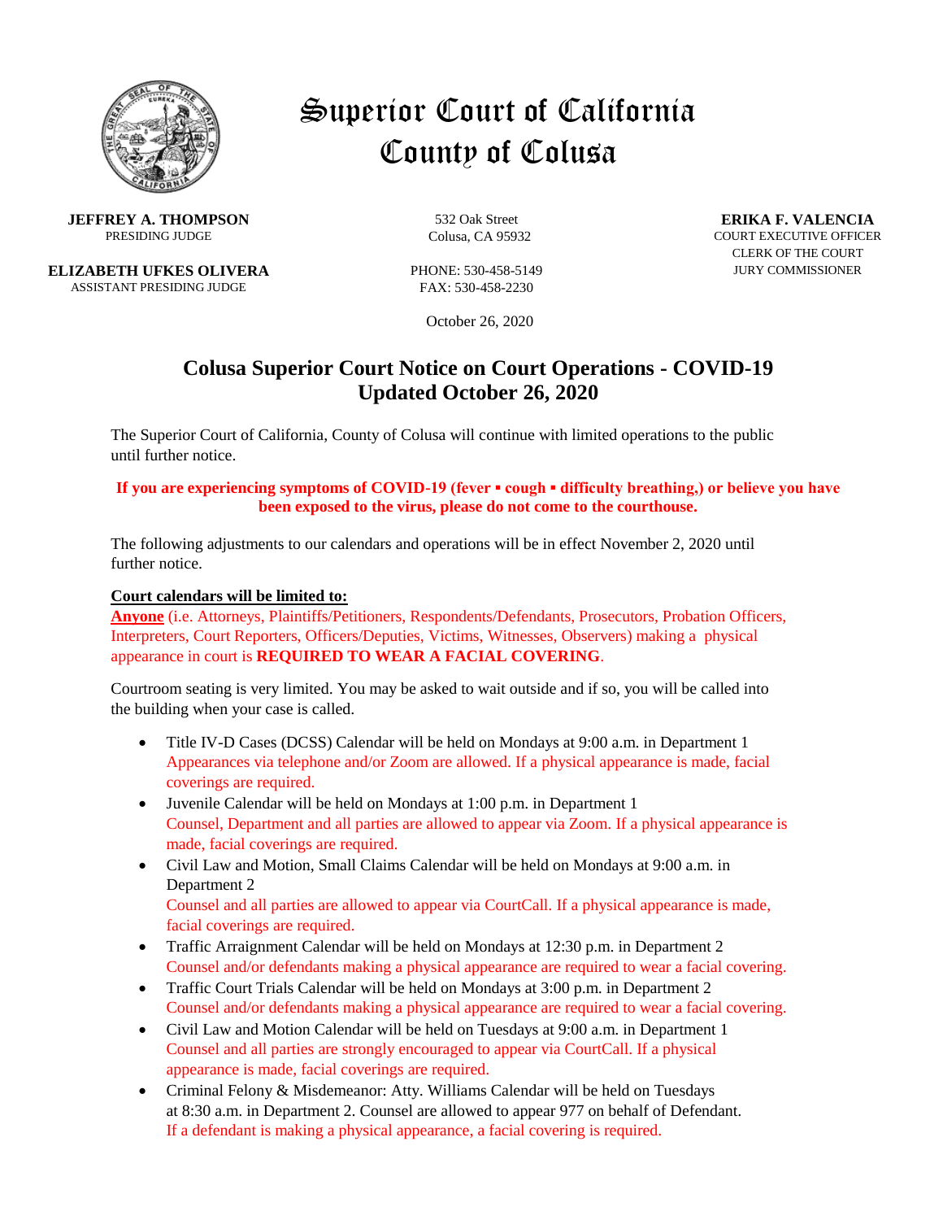# Superior Court of California
# County of Colusa

**JEFFREY A. THOMPSON**
PRESIDING JUDGE

**ELIZABETH UFKES OLIVERA**
ASSISTANT PRESIDING JUDGE

532 Oak Street
Colusa, CA 95932

PHONE: 530-458-5149
FAX: 530-458-2230

**ERIKA F. VALENCIA**
COURT EXECUTIVE OFFICER
CLERK OF THE COURT
JURY COMMISSIONER

October 26, 2020

## Colusa Superior Court Notice on Court Operations - COVID-19
## Updated October 26, 2020

The Superior Court of California, County of Colusa will continue with limited operations to the public until further notice.

**If you are experiencing symptoms of COVID-19 (fever ▪ cough ▪ difficulty breathing,) or believe you have been exposed to the virus, please do not come to the courthouse.**

The following adjustments to our calendars and operations will be in effect November 2, 2020 until further notice.

**Court calendars will be limited to:**

**Anyone** (i.e. Attorneys, Plaintiffs/Petitioners, Respondents/Defendants, Prosecutors, Probation Officers, Interpreters, Court Reporters, Officers/Deputies, Victims, Witnesses, Observers) making a physical appearance in court is **REQUIRED TO WEAR A FACIAL COVERING**.

Courtroom seating is very limited. You may be asked to wait outside and if so, you will be called into the building when your case is called.

- Title IV-D Cases (DCSS) Calendar will be held on Mondays at 9:00 a.m. in Department 1
  Appearances via telephone and/or Zoom are allowed. If a physical appearance is made, facial coverings are required.
- Juvenile Calendar will be held on Mondays at 1:00 p.m. in Department 1
  Counsel, Department and all parties are allowed to appear via Zoom. If a physical appearance is made, facial coverings are required.
- Civil Law and Motion, Small Claims Calendar will be held on Mondays at 9:00 a.m. in Department 2
  Counsel and all parties are allowed to appear via CourtCall. If a physical appearance is made, facial coverings are required.
- Traffic Arraignment Calendar will be held on Mondays at 12:30 p.m. in Department 2
  Counsel and/or defendants making a physical appearance are required to wear a facial covering.
- Traffic Court Trials Calendar will be held on Mondays at 3:00 p.m. in Department 2
  Counsel and/or defendants making a physical appearance are required to wear a facial covering.
- Civil Law and Motion Calendar will be held on Tuesdays at 9:00 a.m. in Department 1
  Counsel and all parties are strongly encouraged to appear via CourtCall. If a physical appearance is made, facial coverings are required.
- Criminal Felony & Misdemeanor: Atty. Williams Calendar will be held on Tuesdays at 8:30 a.m. in Department 2. Counsel are allowed to appear 977 on behalf of Defendant.
  If a defendant is making a physical appearance, a facial covering is required.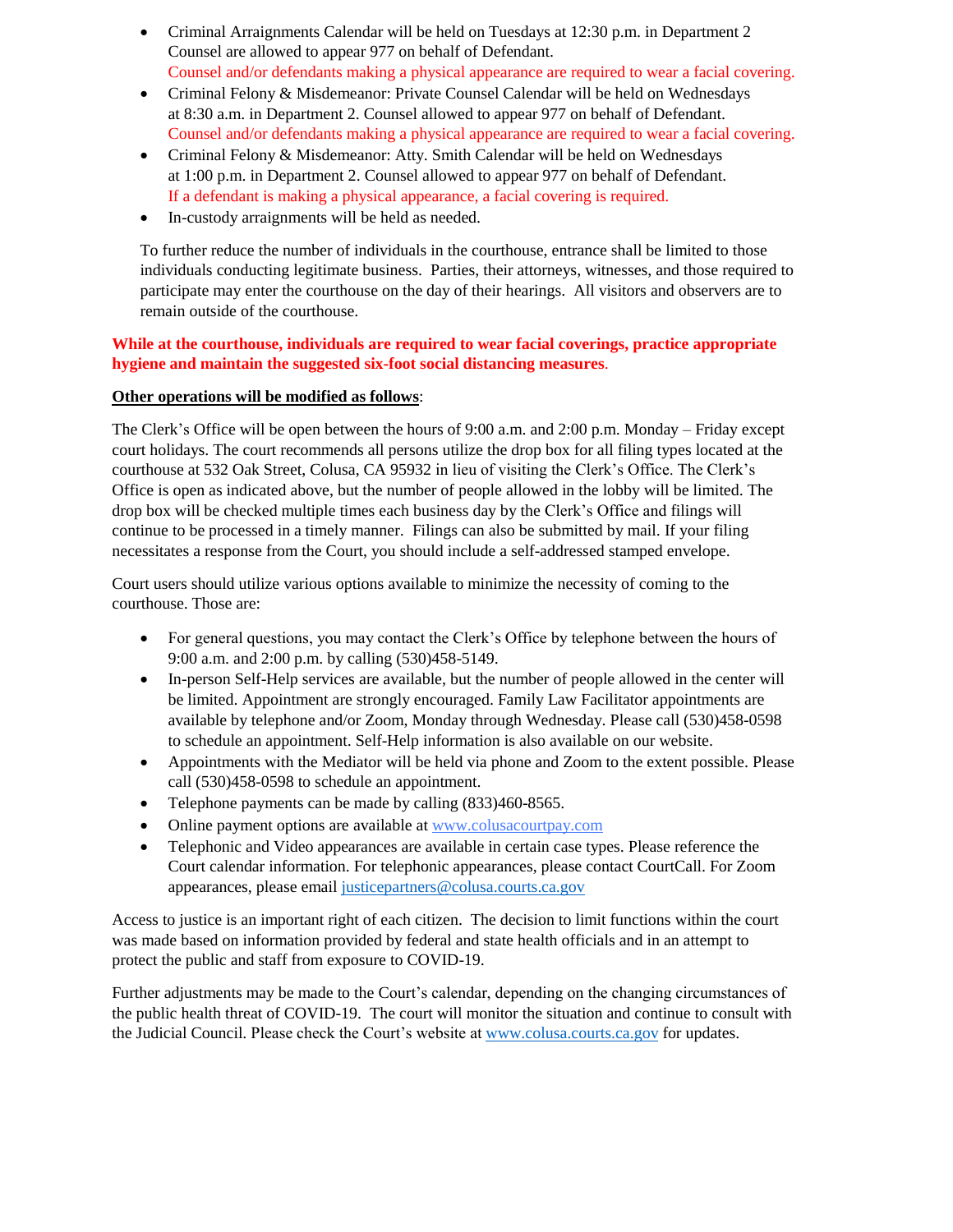- Criminal Arraignments Calendar will be held on Tuesdays at 12:30 p.m. in Department 2 Counsel are allowed to appear 977 on behalf of Defendant.
  Counsel and/or defendants making a physical appearance are required to wear a facial covering.
- Criminal Felony & Misdemeanor: Private Counsel Calendar will be held on Wednesdays at 8:30 a.m. in Department 2. Counsel allowed to appear 977 on behalf of Defendant.
  Counsel and/or defendants making a physical appearance are required to wear a facial covering.
- Criminal Felony & Misdemeanor: Atty. Smith Calendar will be held on Wednesdays at 1:00 p.m. in Department 2. Counsel allowed to appear 977 on behalf of Defendant.
  If a defendant is making a physical appearance, a facial covering is required.
- In-custody arraignments will be held as needed.

To further reduce the number of individuals in the courthouse, entrance shall be limited to those individuals conducting legitimate business. Parties, their attorneys, witnesses, and those required to participate may enter the courthouse on the day of their hearings. All visitors and observers are to remain outside of the courthouse.

**While at the courthouse, individuals are required to wear facial coverings, practice appropriate hygiene and maintain the suggested six-foot social distancing measures.**

**Other operations will be modified as follows**:

The Clerk's Office will be open between the hours of 9:00 a.m. and 2:00 p.m. Monday – Friday except court holidays. The court recommends all persons utilize the drop box for all filing types located at the courthouse at 532 Oak Street, Colusa, CA 95932 in lieu of visiting the Clerk's Office. The Clerk's Office is open as indicated above, but the number of people allowed in the lobby will be limited. The drop box will be checked multiple times each business day by the Clerk's Office and filings will continue to be processed in a timely manner. Filings can also be submitted by mail. If your filing necessitates a response from the Court, you should include a self-addressed stamped envelope.

Court users should utilize various options available to minimize the necessity of coming to the courthouse. Those are:

- For general questions, you may contact the Clerk's Office by telephone between the hours of 9:00 a.m. and 2:00 p.m. by calling (530)458-5149.
- In-person Self-Help services are available, but the number of people allowed in the center will be limited. Appointment are strongly encouraged. Family Law Facilitator appointments are available by telephone and/or Zoom, Monday through Wednesday. Please call (530)458-0598 to schedule an appointment. Self-Help information is also available on our website.
- Appointments with the Mediator will be held via phone and Zoom to the extent possible. Please call (530)458-0598 to schedule an appointment.
- Telephone payments can be made by calling (833)460-8565.
- Online payment options are available at www.colusacourtpay.com
- Telephonic and Video appearances are available in certain case types. Please reference the Court calendar information. For telephonic appearances, please contact CourtCall. For Zoom appearances, please email justicepartners@colusa.courts.ca.gov

Access to justice is an important right of each citizen. The decision to limit functions within the court was made based on information provided by federal and state health officials and in an attempt to protect the public and staff from exposure to COVID-19.

Further adjustments may be made to the Court's calendar, depending on the changing circumstances of the public health threat of COVID-19. The court will monitor the situation and continue to consult with the Judicial Council. Please check the Court's website at www.colusa.courts.ca.gov for updates.